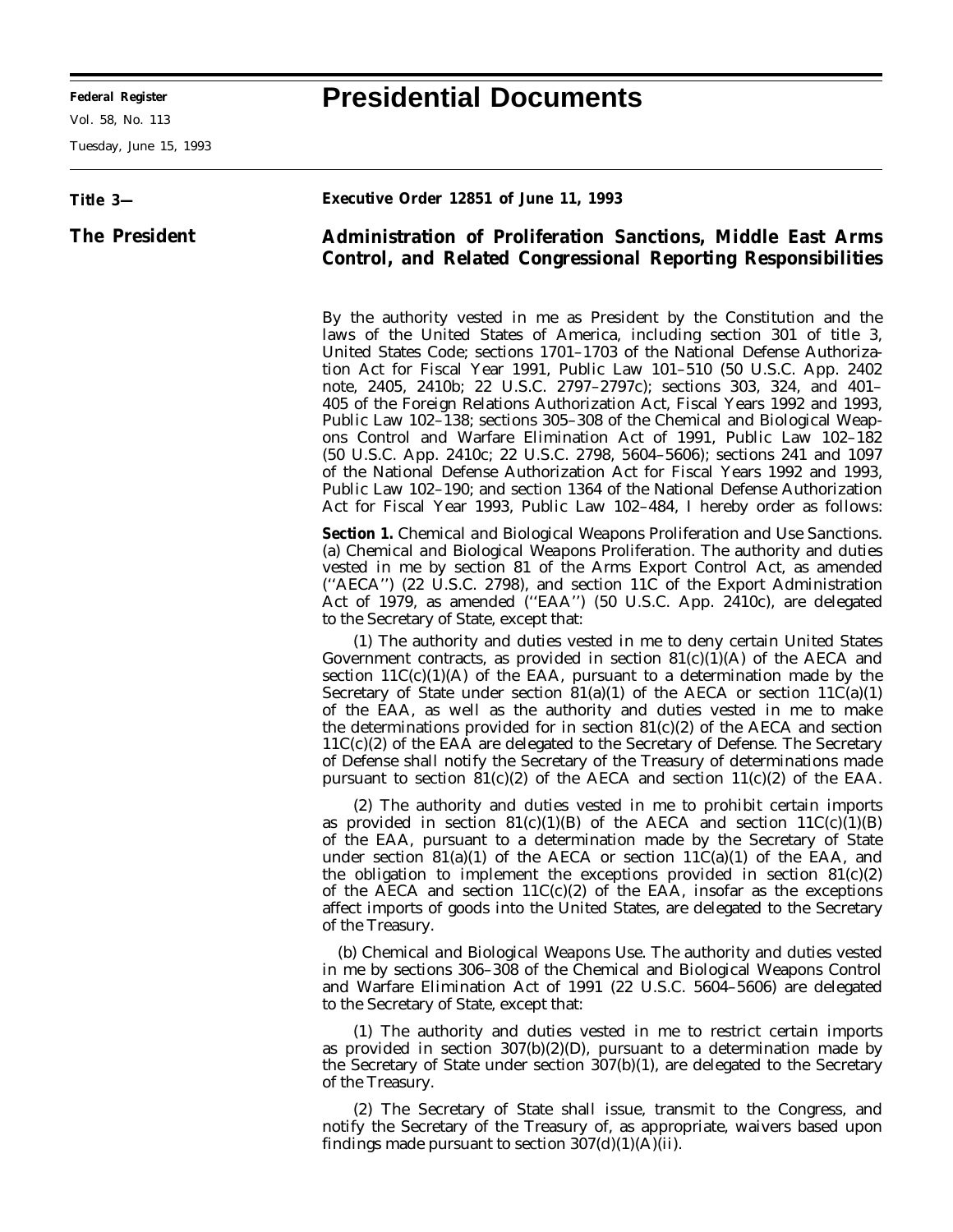# Presidential Documents

**Title 3—**

**The President**

**Executive Order 12851 of June 11, 1993**

## Administration of Proliferation Sanctions, Middle East Arms Control, and Related Congressional Reporting Responsibilities

By the authority vested in me as President by the Constitution and the laws of the United States of America, including section 301 of title 3, United States Code; sections 1701–1703 of the National Defense Authorization Act for Fiscal Year 1991, Public Law 101–510 (50 U.S.C. App. 2402 note, 2405, 2410b; 22 U.S.C. 2797–2797c); sections 303, 324, and 401–405 of the Foreign Relations Authorization Act, Fiscal Years 1992 and 1993, Public Law 102–138; sections 305–308 of the Chemical and Biological Weapons Control and Warfare Elimination Act of 1991, Public Law 102–182 (50 U.S.C. App. 2410c; 22 U.S.C. 2798, 5604–5606); sections 241 and 1097 of the National Defense Authorization Act for Fiscal Years 1992 and 1993, Public Law 102–190; and section 1364 of the National Defense Authorization Act for Fiscal Year 1993, Public Law 102–484, I hereby order as follows:

**Section 1.** *Chemical and Biological Weapons Proliferation and Use Sanctions.* (a) *Chemical and Biological Weapons Proliferation.* The authority and duties vested in me by section 81 of the Arms Export Control Act, as amended (''AECA'') (22 U.S.C. 2798), and section 11C of the Export Administration Act of 1979, as amended (''EAA'') (50 U.S.C. App. 2410c), are delegated to the Secretary of State, except that:

(1) The authority and duties vested in me to deny certain United States Government contracts, as provided in section 81(c)(1)(A) of the AECA and section 11C(c)(1)(A) of the EAA, pursuant to a determination made by the Secretary of State under section 81(a)(1) of the AECA or section 11C(a)(1) of the EAA, as well as the authority and duties vested in me to make the determinations provided for in section 81(c)(2) of the AECA and section 11C(c)(2) of the EAA are delegated to the Secretary of Defense. The Secretary of Defense shall notify the Secretary of the Treasury of determinations made pursuant to section 81(c)(2) of the AECA and section 11(c)(2) of the EAA.

(2) The authority and duties vested in me to prohibit certain imports as provided in section 81(c)(1)(B) of the AECA and section 11C(c)(1)(B) of the EAA, pursuant to a determination made by the Secretary of State under section 81(a)(1) of the AECA or section 11C(a)(1) of the EAA, and the obligation to implement the exceptions provided in section 81(c)(2) of the AECA and section 11C(c)(2) of the EAA, insofar as the exceptions affect imports of goods into the United States, are delegated to the Secretary of the Treasury.

(b) *Chemical and Biological Weapons Use.* The authority and duties vested in me by sections 306–308 of the Chemical and Biological Weapons Control and Warfare Elimination Act of 1991 (22 U.S.C. 5604–5606) are delegated to the Secretary of State, except that:

(1) The authority and duties vested in me to restrict certain imports as provided in section 307(b)(2)(D), pursuant to a determination made by the Secretary of State under section 307(b)(1), are delegated to the Secretary of the Treasury.

(2) The Secretary of State shall issue, transmit to the Congress, and notify the Secretary of the Treasury of, as appropriate, waivers based upon findings made pursuant to section 307(d)(1)(A)(ii).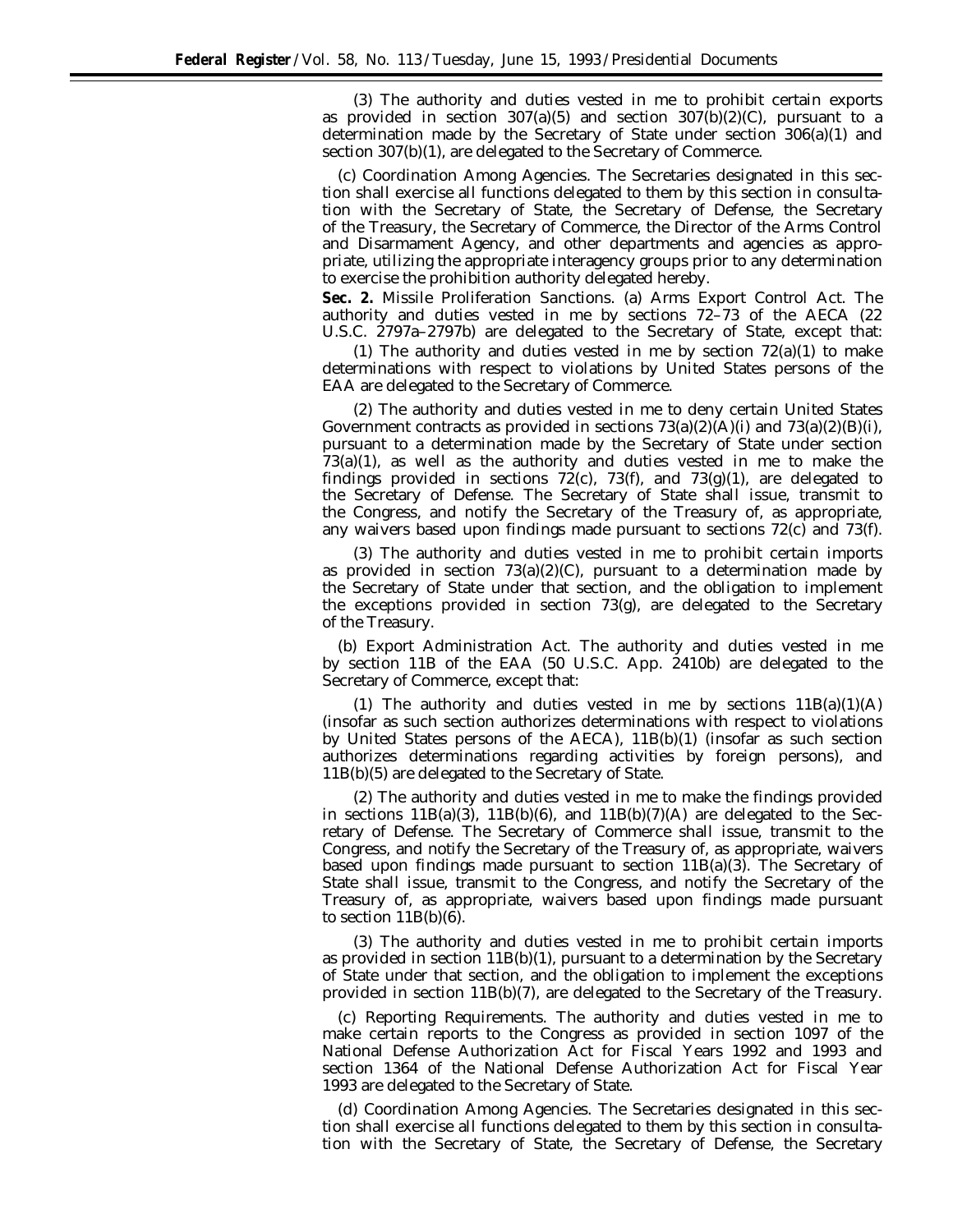(3) The authority and duties vested in me to prohibit certain exports as provided in section 307(a)(5) and section 307(b)(2)(C), pursuant to a determination made by the Secretary of State under section 306(a)(1) and section 307(b)(1), are delegated to the Secretary of Commerce.

(c) *Coordination Among Agencies.* The Secretaries designated in this section shall exercise all functions delegated to them by this section in consultation with the Secretary of State, the Secretary of Defense, the Secretary of the Treasury, the Secretary of Commerce, the Director of the Arms Control and Disarmament Agency, and other departments and agencies as appropriate, utilizing the appropriate interagency groups prior to any determination to exercise the prohibition authority delegated hereby.

**Sec. 2.** *Missile Proliferation Sanctions.* (a) *Arms Export Control Act.* The authority and duties vested in me by sections 72–73 of the AECA (22 U.S.C. 2797a–2797b) are delegated to the Secretary of State, except that:

(1) The authority and duties vested in me by section 72(a)(1) to make determinations with respect to violations by United States persons of the EAA are delegated to the Secretary of Commerce.

(2) The authority and duties vested in me to deny certain United States Government contracts as provided in sections 73(a)(2)(A)(i) and 73(a)(2)(B)(i), pursuant to a determination made by the Secretary of State under section 73(a)(1), as well as the authority and duties vested in me to make the findings provided in sections 72(c), 73(f), and 73(g)(1), are delegated to the Secretary of Defense. The Secretary of State shall issue, transmit to the Congress, and notify the Secretary of the Treasury of, as appropriate, any waivers based upon findings made pursuant to sections 72(c) and 73(f).

(3) The authority and duties vested in me to prohibit certain imports as provided in section 73(a)(2)(C), pursuant to a determination made by the Secretary of State under that section, and the obligation to implement the exceptions provided in section 73(g), are delegated to the Secretary of the Treasury.

(b) *Export Administration Act.* The authority and duties vested in me by section 11B of the EAA (50 U.S.C. App. 2410b) are delegated to the Secretary of Commerce, except that:

(1) The authority and duties vested in me by sections 11B(a)(1)(A) (insofar as such section authorizes determinations with respect to violations by United States persons of the AECA), 11B(b)(1) (insofar as such section authorizes determinations regarding activities by foreign persons), and 11B(b)(5) are delegated to the Secretary of State.

(2) The authority and duties vested in me to make the findings provided in sections 11B(a)(3), 11B(b)(6), and 11B(b)(7)(A) are delegated to the Secretary of Defense. The Secretary of Commerce shall issue, transmit to the Congress, and notify the Secretary of the Treasury of, as appropriate, waivers based upon findings made pursuant to section 11B(a)(3). The Secretary of State shall issue, transmit to the Congress, and notify the Secretary of the Treasury of, as appropriate, waivers based upon findings made pursuant to section 11B(b)(6).

(3) The authority and duties vested in me to prohibit certain imports as provided in section 11B(b)(1), pursuant to a determination by the Secretary of State under that section, and the obligation to implement the exceptions provided in section 11B(b)(7), are delegated to the Secretary of the Treasury.

(c) *Reporting Requirements.* The authority and duties vested in me to make certain reports to the Congress as provided in section 1097 of the National Defense Authorization Act for Fiscal Years 1992 and 1993 and section 1364 of the National Defense Authorization Act for Fiscal Year 1993 are delegated to the Secretary of State.

(d) *Coordination Among Agencies.* The Secretaries designated in this section shall exercise all functions delegated to them by this section in consultation with the Secretary of State, the Secretary of Defense, the Secretary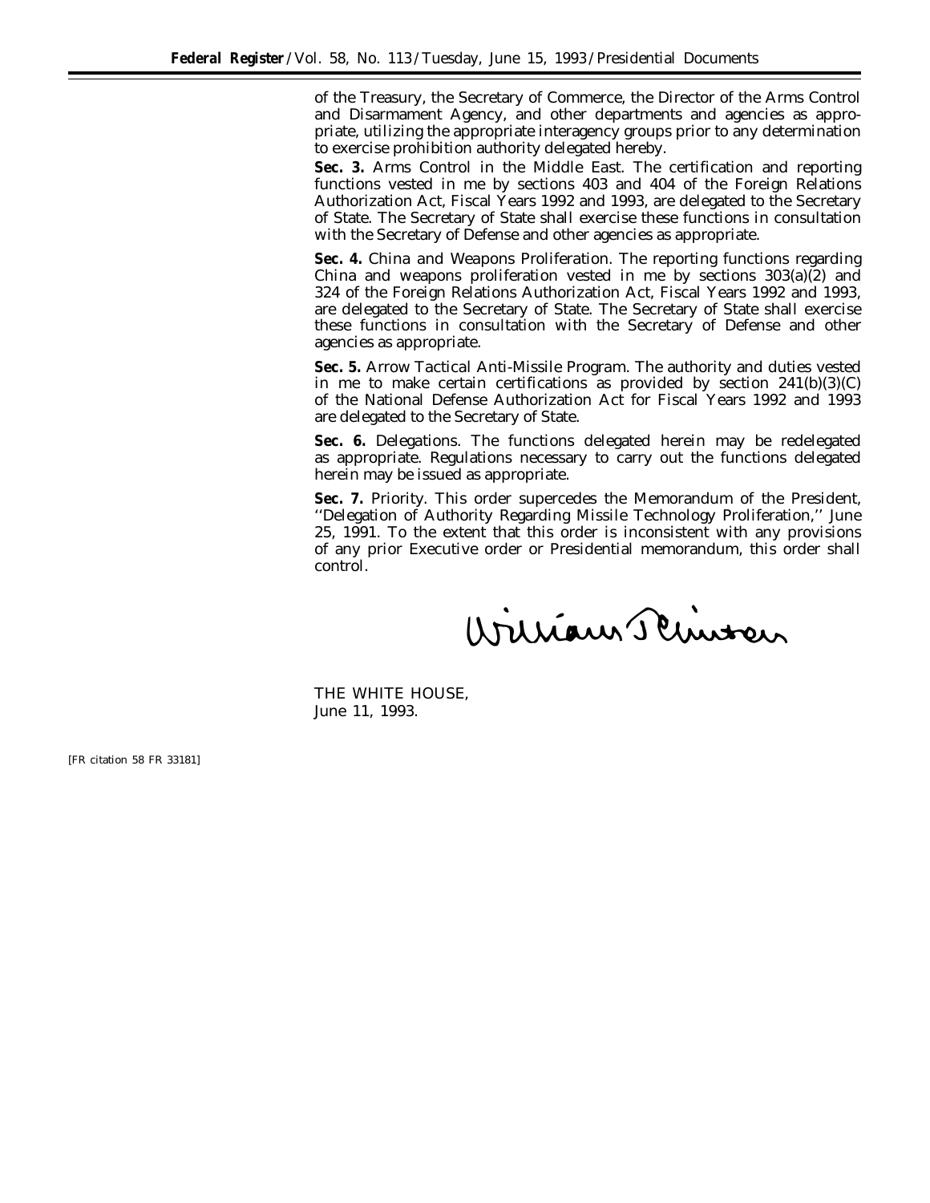of the Treasury, the Secretary of Commerce, the Director of the Arms Control and Disarmament Agency, and other departments and agencies as appropriate, utilizing the appropriate interagency groups prior to any determination to exercise prohibition authority delegated hereby.

**Sec. 3.** *Arms Control in the Middle East.* The certification and reporting functions vested in me by sections 403 and 404 of the Foreign Relations Authorization Act, Fiscal Years 1992 and 1993, are delegated to the Secretary of State. The Secretary of State shall exercise these functions in consultation with the Secretary of Defense and other agencies as appropriate.

**Sec. 4.** *China and Weapons Proliferation.* The reporting functions regarding China and weapons proliferation vested in me by sections 303(a)(2) and 324 of the Foreign Relations Authorization Act, Fiscal Years 1992 and 1993, are delegated to the Secretary of State. The Secretary of State shall exercise these functions in consultation with the Secretary of Defense and other agencies as appropriate.

**Sec. 5.** *Arrow Tactical Anti-Missile Program.* The authority and duties vested in me to make certain certifications as provided by section 241(b)(3)(C) of the National Defense Authorization Act for Fiscal Years 1992 and 1993 are delegated to the Secretary of State.

**Sec. 6.** *Delegations.* The functions delegated herein may be redelegated as appropriate. Regulations necessary to carry out the functions delegated herein may be issued as appropriate.

**Sec. 7.** *Priority.* This order supercedes the Memorandum of the President, ''Delegation of Authority Regarding Missile Technology Proliferation,'' June 25, 1991. To the extent that this order is inconsistent with any provisions of any prior Executive order or Presidential memorandum, this order shall control.

William J. Clinton

THE WHITE HOUSE,
*June 11, 1993.*

[FR citation 58 FR 33181]